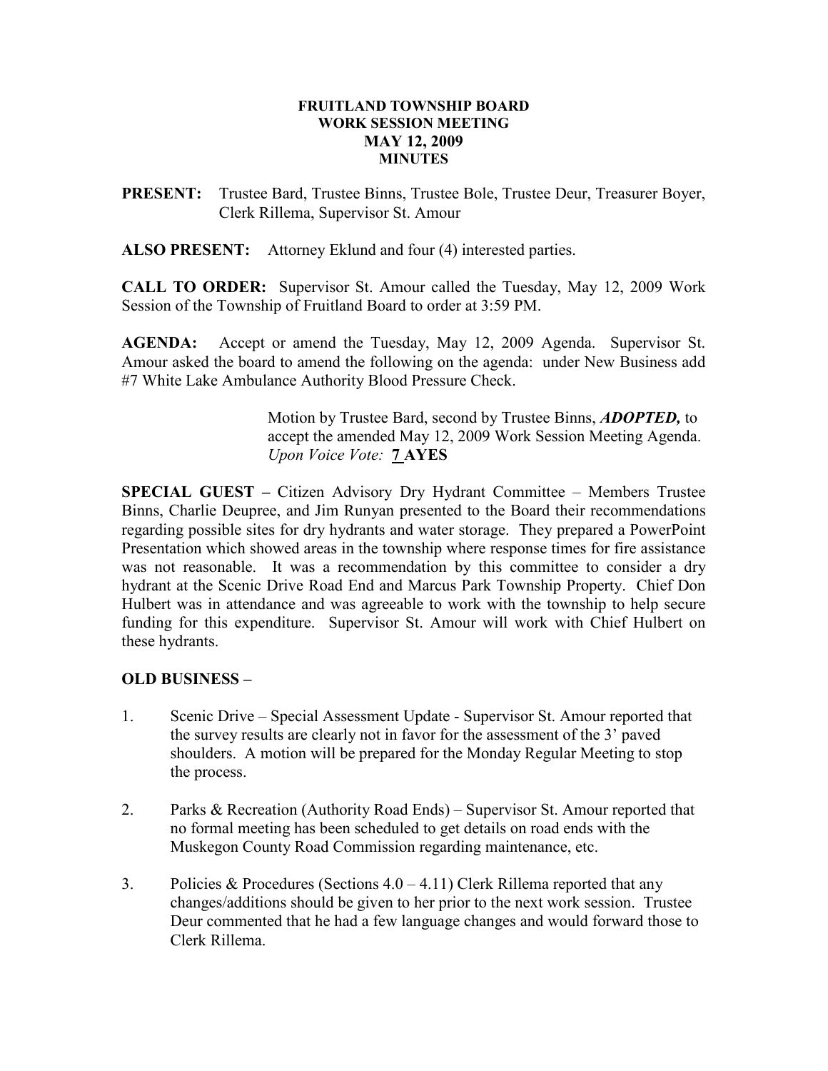# FRUITLAND TOWNSHIP BOARD
## WORK SESSION MEETING
## MAY 12, 2009
## MINUTES

**PRESENT:** Trustee Bard, Trustee Binns, Trustee Bole, Trustee Deur, Treasurer Boyer, Clerk Rillema, Supervisor St. Amour

**ALSO PRESENT:** Attorney Eklund and four (4) interested parties.

**CALL TO ORDER:** Supervisor St. Amour called the Tuesday, May 12, 2009 Work Session of the Township of Fruitland Board to order at 3:59 PM.

**AGENDA:** Accept or amend the Tuesday, May 12, 2009 Agenda. Supervisor St. Amour asked the board to amend the following on the agenda: under New Business add #7 White Lake Ambulance Authority Blood Pressure Check.

> Motion by Trustee Bard, second by Trustee Binns, ***ADOPTED,*** to accept the amended May 12, 2009 Work Session Meeting Agenda.
> *Upon Voice Vote:* **7 AYES**

**SPECIAL GUEST –** Citizen Advisory Dry Hydrant Committee – Members Trustee Binns, Charlie Deupree, and Jim Runyan presented to the Board their recommendations regarding possible sites for dry hydrants and water storage. They prepared a PowerPoint Presentation which showed areas in the township where response times for fire assistance was not reasonable. It was a recommendation by this committee to consider a dry hydrant at the Scenic Drive Road End and Marcus Park Township Property. Chief Don Hulbert was in attendance and was agreeable to work with the township to help secure funding for this expenditure. Supervisor St. Amour will work with Chief Hulbert on these hydrants.

**OLD BUSINESS –**

1. Scenic Drive – Special Assessment Update - Supervisor St. Amour reported that the survey results are clearly not in favor for the assessment of the 3' paved shoulders. A motion will be prepared for the Monday Regular Meeting to stop the process.

2. Parks & Recreation (Authority Road Ends) – Supervisor St. Amour reported that no formal meeting has been scheduled to get details on road ends with the Muskegon County Road Commission regarding maintenance, etc.

3. Policies & Procedures (Sections 4.0 – 4.11) Clerk Rillema reported that any changes/additions should be given to her prior to the next work session. Trustee Deur commented that he had a few language changes and would forward those to Clerk Rillema.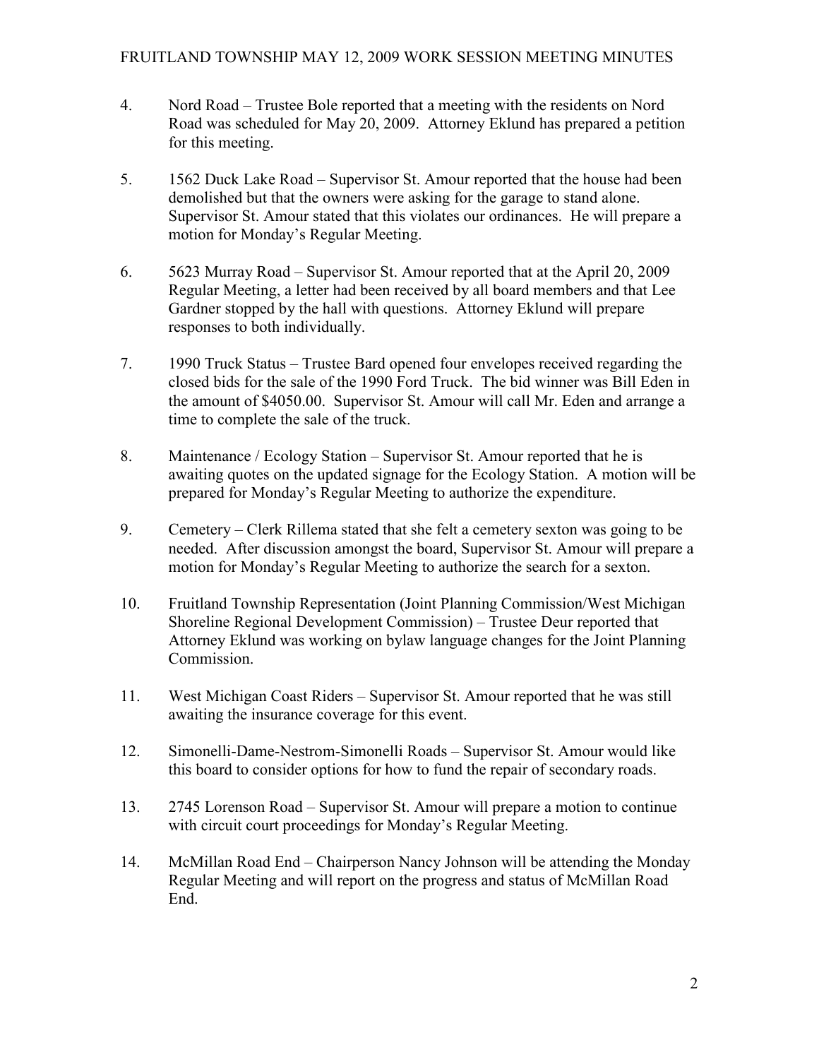4. Nord Road – Trustee Bole reported that a meeting with the residents on Nord Road was scheduled for May 20, 2009. Attorney Eklund has prepared a petition for this meeting.

5. 1562 Duck Lake Road – Supervisor St. Amour reported that the house had been demolished but that the owners were asking for the garage to stand alone. Supervisor St. Amour stated that this violates our ordinances. He will prepare a motion for Monday's Regular Meeting.

6. 5623 Murray Road – Supervisor St. Amour reported that at the April 20, 2009 Regular Meeting, a letter had been received by all board members and that Lee Gardner stopped by the hall with questions. Attorney Eklund will prepare responses to both individually.

7. 1990 Truck Status – Trustee Bard opened four envelopes received regarding the closed bids for the sale of the 1990 Ford Truck. The bid winner was Bill Eden in the amount of $4050.00. Supervisor St. Amour will call Mr. Eden and arrange a time to complete the sale of the truck.

8. Maintenance / Ecology Station – Supervisor St. Amour reported that he is awaiting quotes on the updated signage for the Ecology Station. A motion will be prepared for Monday's Regular Meeting to authorize the expenditure.

9. Cemetery – Clerk Rillema stated that she felt a cemetery sexton was going to be needed. After discussion amongst the board, Supervisor St. Amour will prepare a motion for Monday's Regular Meeting to authorize the search for a sexton.

10. Fruitland Township Representation (Joint Planning Commission/West Michigan Shoreline Regional Development Commission) – Trustee Deur reported that Attorney Eklund was working on bylaw language changes for the Joint Planning Commission.

11. West Michigan Coast Riders – Supervisor St. Amour reported that he was still awaiting the insurance coverage for this event.

12. Simonelli-Dame-Nestrom-Simonelli Roads – Supervisor St. Amour would like this board to consider options for how to fund the repair of secondary roads.

13. 2745 Lorenson Road – Supervisor St. Amour will prepare a motion to continue with circuit court proceedings for Monday's Regular Meeting.

14. McMillan Road End – Chairperson Nancy Johnson will be attending the Monday Regular Meeting and will report on the progress and status of McMillan Road End.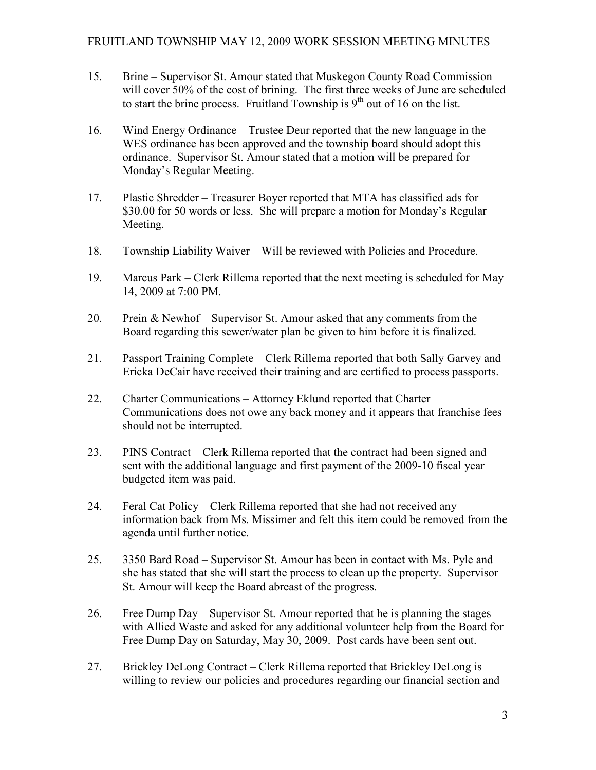15. Brine – Supervisor St. Amour stated that Muskegon County Road Commission will cover 50% of the cost of brining. The first three weeks of June are scheduled to start the brine process. Fruitland Township is 9th out of 16 on the list.

16. Wind Energy Ordinance – Trustee Deur reported that the new language in the WES ordinance has been approved and the township board should adopt this ordinance. Supervisor St. Amour stated that a motion will be prepared for Monday's Regular Meeting.

17. Plastic Shredder – Treasurer Boyer reported that MTA has classified ads for $30.00 for 50 words or less. She will prepare a motion for Monday's Regular Meeting.

18. Township Liability Waiver – Will be reviewed with Policies and Procedure.

19. Marcus Park – Clerk Rillema reported that the next meeting is scheduled for May 14, 2009 at 7:00 PM.

20. Prein & Newhof – Supervisor St. Amour asked that any comments from the Board regarding this sewer/water plan be given to him before it is finalized.

21. Passport Training Complete – Clerk Rillema reported that both Sally Garvey and Ericka DeCair have received their training and are certified to process passports.

22. Charter Communications – Attorney Eklund reported that Charter Communications does not owe any back money and it appears that franchise fees should not be interrupted.

23. PINS Contract – Clerk Rillema reported that the contract had been signed and sent with the additional language and first payment of the 2009-10 fiscal year budgeted item was paid.

24. Feral Cat Policy – Clerk Rillema reported that she had not received any information back from Ms. Missimer and felt this item could be removed from the agenda until further notice.

25. 3350 Bard Road – Supervisor St. Amour has been in contact with Ms. Pyle and she has stated that she will start the process to clean up the property. Supervisor St. Amour will keep the Board abreast of the progress.

26. Free Dump Day – Supervisor St. Amour reported that he is planning the stages with Allied Waste and asked for any additional volunteer help from the Board for Free Dump Day on Saturday, May 30, 2009. Post cards have been sent out.

27. Brickley DeLong Contract – Clerk Rillema reported that Brickley DeLong is willing to review our policies and procedures regarding our financial section and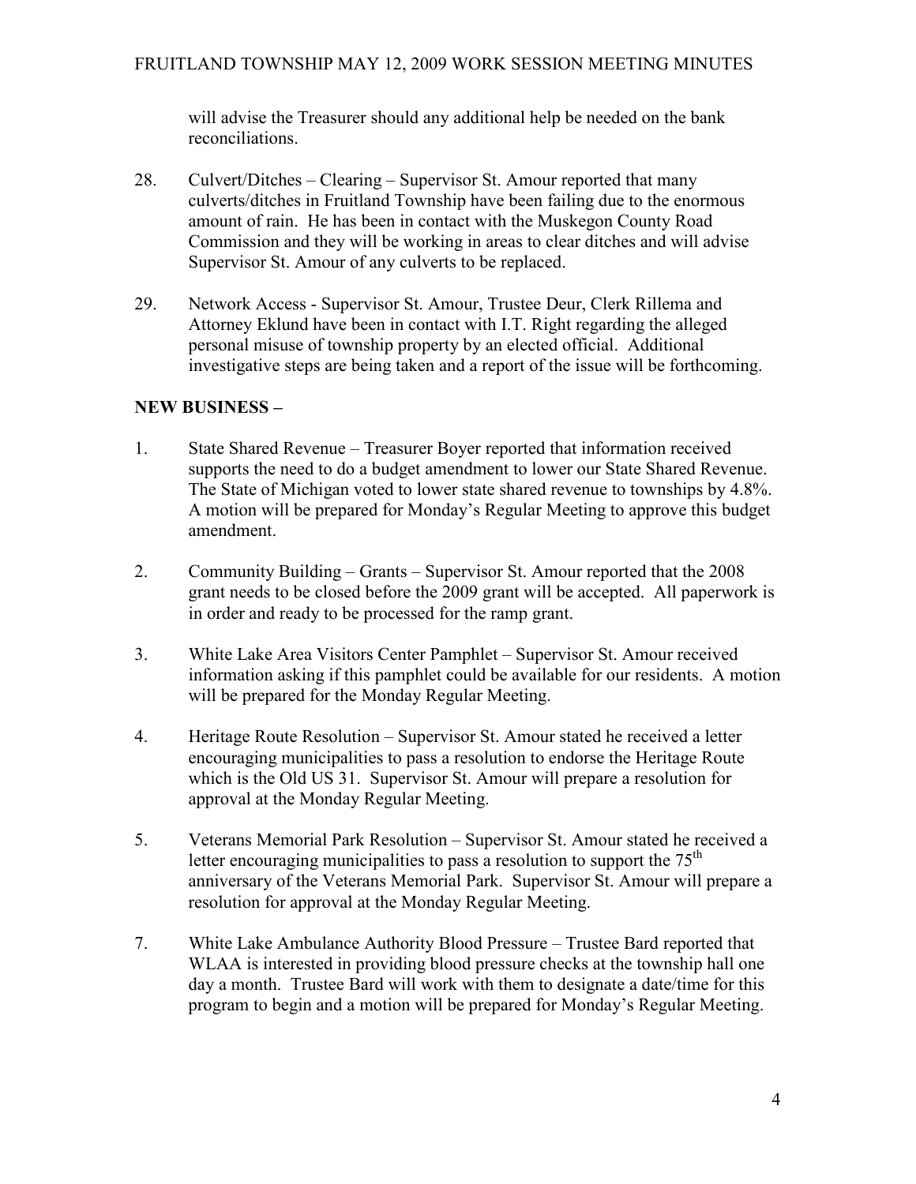will advise the Treasurer should any additional help be needed on the bank reconciliations.

28. Culvert/Ditches – Clearing – Supervisor St. Amour reported that many culverts/ditches in Fruitland Township have been failing due to the enormous amount of rain. He has been in contact with the Muskegon County Road Commission and they will be working in areas to clear ditches and will advise Supervisor St. Amour of any culverts to be replaced.

29. Network Access - Supervisor St. Amour, Trustee Deur, Clerk Rillema and Attorney Eklund have been in contact with I.T. Right regarding the alleged personal misuse of township property by an elected official. Additional investigative steps are being taken and a report of the issue will be forthcoming.

**NEW BUSINESS –**

1. State Shared Revenue – Treasurer Boyer reported that information received supports the need to do a budget amendment to lower our State Shared Revenue. The State of Michigan voted to lower state shared revenue to townships by 4.8%. A motion will be prepared for Monday's Regular Meeting to approve this budget amendment.

2. Community Building – Grants – Supervisor St. Amour reported that the 2008 grant needs to be closed before the 2009 grant will be accepted. All paperwork is in order and ready to be processed for the ramp grant.

3. White Lake Area Visitors Center Pamphlet – Supervisor St. Amour received information asking if this pamphlet could be available for our residents. A motion will be prepared for the Monday Regular Meeting.

4. Heritage Route Resolution – Supervisor St. Amour stated he received a letter encouraging municipalities to pass a resolution to endorse the Heritage Route which is the Old US 31. Supervisor St. Amour will prepare a resolution for approval at the Monday Regular Meeting.

5. Veterans Memorial Park Resolution – Supervisor St. Amour stated he received a letter encouraging municipalities to pass a resolution to support the 75th anniversary of the Veterans Memorial Park. Supervisor St. Amour will prepare a resolution for approval at the Monday Regular Meeting.

7. White Lake Ambulance Authority Blood Pressure – Trustee Bard reported that WLAA is interested in providing blood pressure checks at the township hall one day a month. Trustee Bard will work with them to designate a date/time for this program to begin and a motion will be prepared for Monday's Regular Meeting.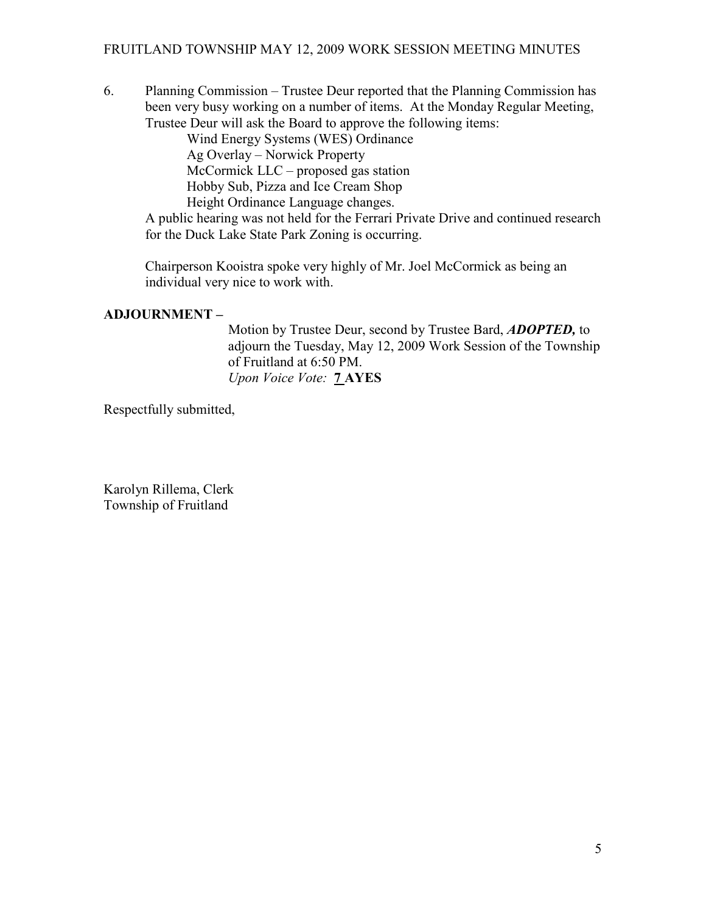6. Planning Commission – Trustee Deur reported that the Planning Commission has been very busy working on a number of items. At the Monday Regular Meeting, Trustee Deur will ask the Board to approve the following items:

   Wind Energy Systems (WES) Ordinance
   Ag Overlay – Norwick Property
   McCormick LLC – proposed gas station
   Hobby Sub, Pizza and Ice Cream Shop
   Height Ordinance Language changes.

   A public hearing was not held for the Ferrari Private Drive and continued research for the Duck Lake State Park Zoning is occurring.

   Chairperson Kooistra spoke very highly of Mr. Joel McCormick as being an individual very nice to work with.

**ADJOURNMENT –**

Motion by Trustee Deur, second by Trustee Bard, ***ADOPTED,*** to adjourn the Tuesday, May 12, 2009 Work Session of the Township of Fruitland at 6:50 PM.
*Upon Voice Vote:* **7 AYES**

Respectfully submitted,

Karolyn Rillema, Clerk
Township of Fruitland